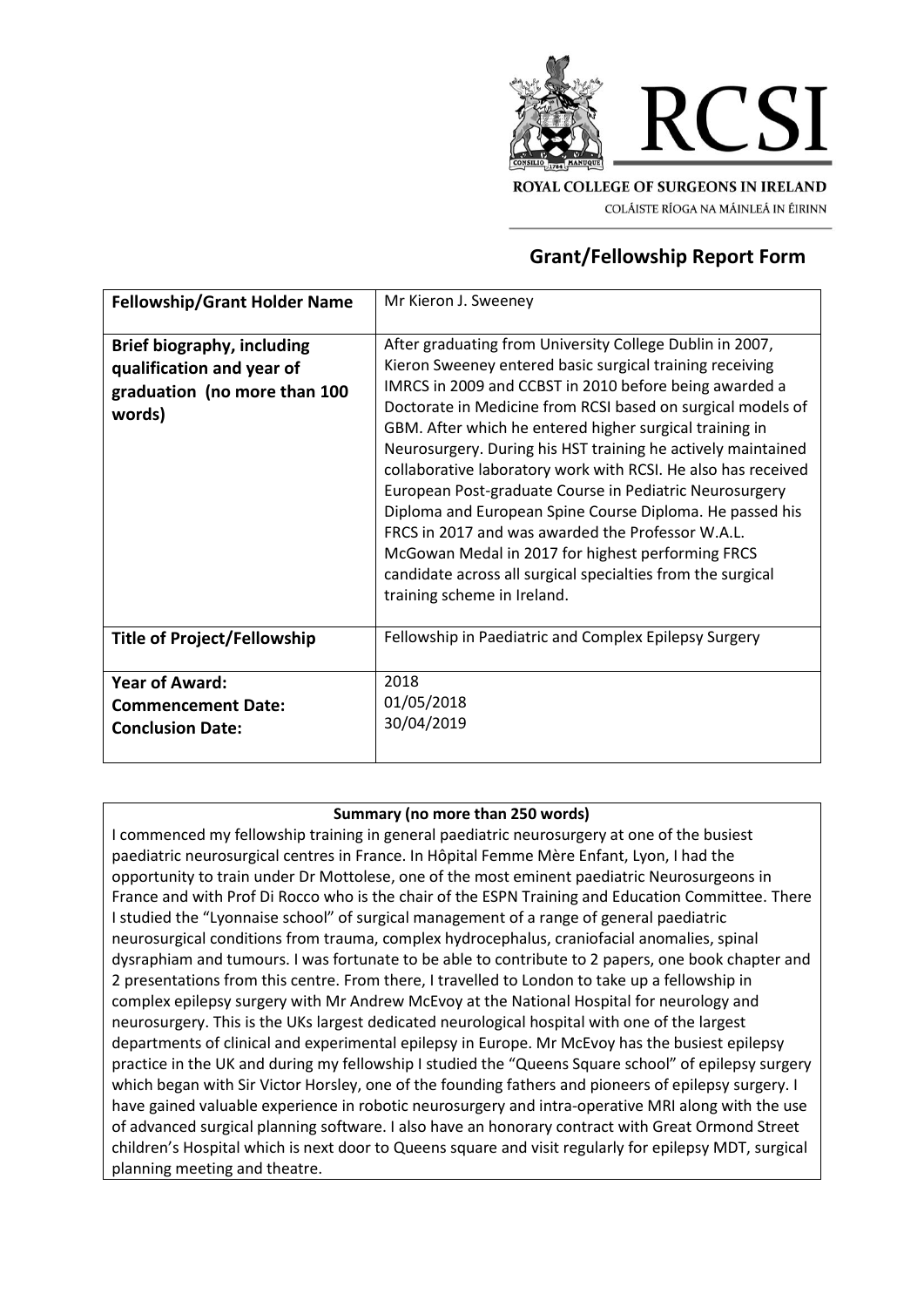ROYAL COLLEGE OF SURGEONS IN IRELAND

COLÁISTE RÍOGA NA MÁINLEÁ IN ÉIRINN

# Grant/Fellowship Report Form

| **Fellowship/Grant Holder Name** | Mr Kieron J. Sweeney |
|---|---|
| **Brief biography, including qualification and year of graduation (no more than 100 words)** | After graduating from University College Dublin in 2007, Kieron Sweeney entered basic surgical training receiving IMRCS in 2009 and CCBST in 2010 before being awarded a Doctorate in Medicine from RCSI based on surgical models of GBM. After which he entered higher surgical training in Neurosurgery. During his HST training he actively maintained collaborative laboratory work with RCSI. He also has received European Post-graduate Course in Pediatric Neurosurgery Diploma and European Spine Course Diploma. He passed his FRCS in 2017 and was awarded the Professor W.A.L. McGowan Medal in 2017 for highest performing FRCS candidate across all surgical specialties from the surgical training scheme in Ireland. |
| **Title of Project/Fellowship** | Fellowship in Paediatric and Complex Epilepsy Surgery |
| **Year of Award:**<br>**Commencement Date:**<br>**Conclusion Date:** | 2018<br>01/05/2018<br>30/04/2019 |

**Summary (no more than 250 words)**

I commenced my fellowship training in general paediatric neurosurgery at one of the busiest paediatric neurosurgical centres in France. In Hôpital Femme Mère Enfant, Lyon, I had the opportunity to train under Dr Mottolese, one of the most eminent paediatric Neurosurgeons in France and with Prof Di Rocco who is the chair of the ESPN Training and Education Committee. There I studied the "Lyonnaise school" of surgical management of a range of general paediatric neurosurgical conditions from trauma, complex hydrocephalus, craniofacial anomalies, spinal dysraphiam and tumours. I was fortunate to be able to contribute to 2 papers, one book chapter and 2 presentations from this centre. From there, I travelled to London to take up a fellowship in complex epilepsy surgery with Mr Andrew McEvoy at the National Hospital for neurology and neurosurgery. This is the UKs largest dedicated neurological hospital with one of the largest departments of clinical and experimental epilepsy in Europe. Mr McEvoy has the busiest epilepsy practice in the UK and during my fellowship I studied the "Queens Square school" of epilepsy surgery which began with Sir Victor Horsley, one of the founding fathers and pioneers of epilepsy surgery. I have gained valuable experience in robotic neurosurgery and intra-operative MRI along with the use of advanced surgical planning software. I also have an honorary contract with Great Ormond Street children's Hospital which is next door to Queens square and visit regularly for epilepsy MDT, surgical planning meeting and theatre.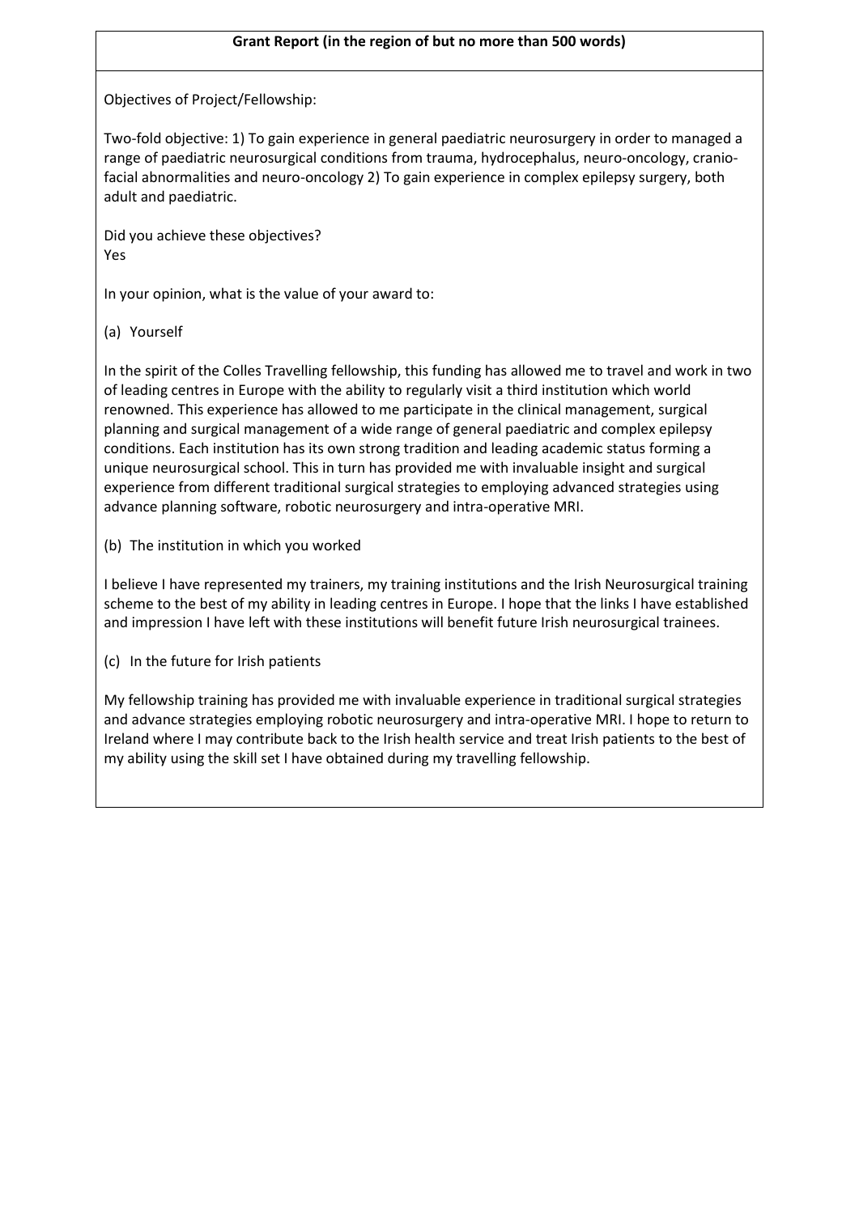**Grant Report (in the region of but no more than 500 words)**

Objectives of Project/Fellowship:

Two-fold objective: 1) To gain experience in general paediatric neurosurgery in order to managed a range of paediatric neurosurgical conditions from trauma, hydrocephalus, neuro-oncology, cranio-facial abnormalities and neuro-oncology 2) To gain experience in complex epilepsy surgery, both adult and paediatric.

Did you achieve these objectives?
Yes

In your opinion, what is the value of your award to:

(a) Yourself

In the spirit of the Colles Travelling fellowship, this funding has allowed me to travel and work in two of leading centres in Europe with the ability to regularly visit a third institution which world renowned. This experience has allowed to me participate in the clinical management, surgical planning and surgical management of a wide range of general paediatric and complex epilepsy conditions. Each institution has its own strong tradition and leading academic status forming a unique neurosurgical school. This in turn has provided me with invaluable insight and surgical experience from different traditional surgical strategies to employing advanced strategies using advance planning software, robotic neurosurgery and intra-operative MRI.

(b) The institution in which you worked

I believe I have represented my trainers, my training institutions and the Irish Neurosurgical training scheme to the best of my ability in leading centres in Europe. I hope that the links I have established and impression I have left with these institutions will benefit future Irish neurosurgical trainees.

(c) In the future for Irish patients

My fellowship training has provided me with invaluable experience in traditional surgical strategies and advance strategies employing robotic neurosurgery and intra-operative MRI. I hope to return to Ireland where I may contribute back to the Irish health service and treat Irish patients to the best of my ability using the skill set I have obtained during my travelling fellowship.